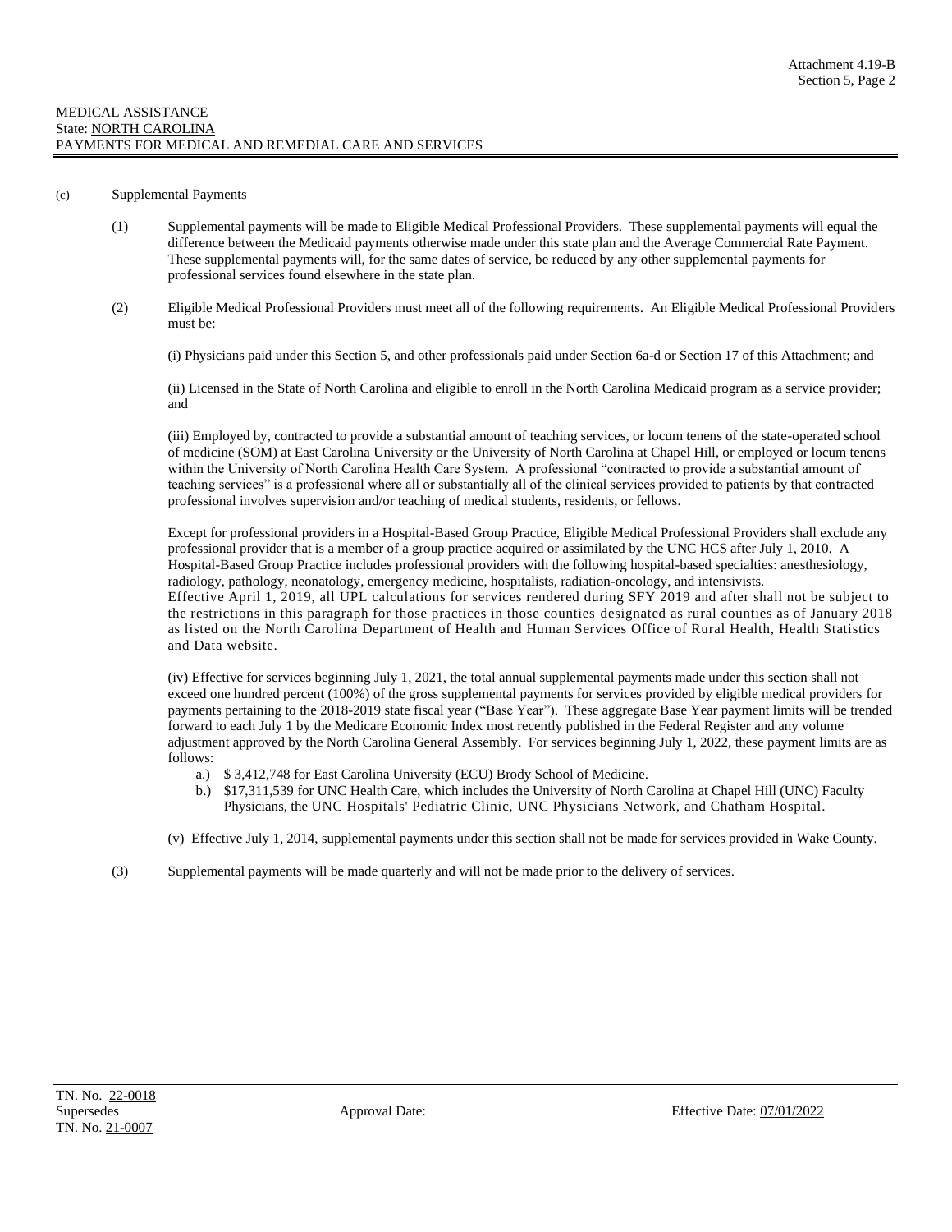MEDICAL ASSISTANCE
State: NORTH CAROLINA
PAYMENTS FOR MEDICAL AND REMEDIAL CARE AND SERVICES

(c) Supplemental Payments

(1) Supplemental payments will be made to Eligible Medical Professional Providers. These supplemental payments will equal the difference between the Medicaid payments otherwise made under this state plan and the Average Commercial Rate Payment. These supplemental payments will, for the same dates of service, be reduced by any other supplemental payments for professional services found elsewhere in the state plan.

(2) Eligible Medical Professional Providers must meet all of the following requirements. An Eligible Medical Professional Providers must be:

(i) Physicians paid under this Section 5, and other professionals paid under Section 6a-d or Section 17 of this Attachment; and

(ii) Licensed in the State of North Carolina and eligible to enroll in the North Carolina Medicaid program as a service provider; and

(iii) Employed by, contracted to provide a substantial amount of teaching services, or locum tenens of the state-operated school of medicine (SOM) at East Carolina University or the University of North Carolina at Chapel Hill, or employed or locum tenens within the University of North Carolina Health Care System. A professional "contracted to provide a substantial amount of teaching services" is a professional where all or substantially all of the clinical services provided to patients by that contracted professional involves supervision and/or teaching of medical students, residents, or fellows.

Except for professional providers in a Hospital-Based Group Practice, Eligible Medical Professional Providers shall exclude any professional provider that is a member of a group practice acquired or assimilated by the UNC HCS after July 1, 2010. A Hospital-Based Group Practice includes professional providers with the following hospital-based specialties: anesthesiology, radiology, pathology, neonatology, emergency medicine, hospitalists, radiation-oncology, and intensivists.
Effective April 1, 2019, all UPL calculations for services rendered during SFY 2019 and after shall not be subject to the restrictions in this paragraph for those practices in those counties designated as rural counties as of January 2018 as listed on the North Carolina Department of Health and Human Services Office of Rural Health, Health Statistics and Data website.

(iv) Effective for services beginning July 1, 2021, the total annual supplemental payments made under this section shall not exceed one hundred percent (100%) of the gross supplemental payments for services provided by eligible medical providers for payments pertaining to the 2018-2019 state fiscal year ("Base Year"). These aggregate Base Year payment limits will be trended forward to each July 1 by the Medicare Economic Index most recently published in the Federal Register and any volume adjustment approved by the North Carolina General Assembly. For services beginning July 1, 2022, these payment limits are as follows:

a.) $ 3,412,748 for East Carolina University (ECU) Brody School of Medicine.
b.) $17,311,539 for UNC Health Care, which includes the University of North Carolina at Chapel Hill (UNC) Faculty Physicians, the UNC Hospitals' Pediatric Clinic, UNC Physicians Network, and Chatham Hospital.

(v) Effective July 1, 2014, supplemental payments under this section shall not be made for services provided in Wake County.

(3) Supplemental payments will be made quarterly and will not be made prior to the delivery of services.

TN. No. 22-0018
Supersedes
TN. No. 21-0007

Approval Date:

Effective Date: 07/01/2022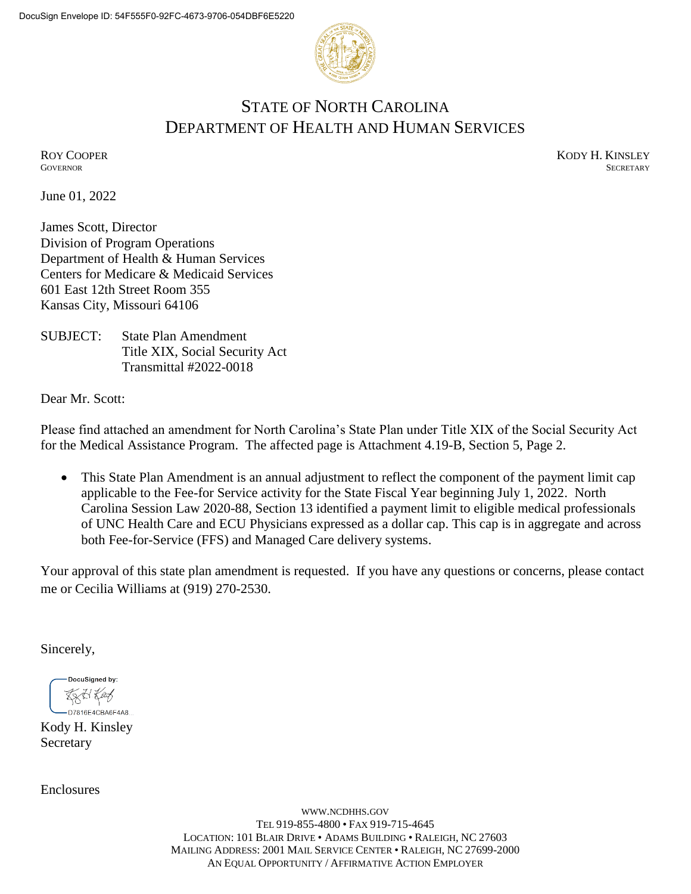DocuSign Envelope ID: 54F555F0-92FC-4673-9706-054DBF6E5220

# STATE OF NORTH CAROLINA
# DEPARTMENT OF HEALTH AND HUMAN SERVICES

ROY COOPER
GOVERNOR

KODY H. KINSLEY
SECRETARY

June 01, 2022

James Scott, Director
Division of Program Operations
Department of Health & Human Services
Centers for Medicare & Medicaid Services
601 East 12th Street Room 355
Kansas City, Missouri 64106

SUBJECT: State Plan Amendment
Title XIX, Social Security Act
Transmittal #2022-0018

Dear Mr. Scott:

Please find attached an amendment for North Carolina's State Plan under Title XIX of the Social Security Act for the Medical Assistance Program. The affected page is Attachment 4.19-B, Section 5, Page 2.

- This State Plan Amendment is an annual adjustment to reflect the component of the payment limit cap applicable to the Fee-for Service activity for the State Fiscal Year beginning July 1, 2022. North Carolina Session Law 2020-88, Section 13 identified a payment limit to eligible medical professionals of UNC Health Care and ECU Physicians expressed as a dollar cap. This cap is in aggregate and across both Fee-for-Service (FFS) and Managed Care delivery systems.

Your approval of this state plan amendment is requested. If you have any questions or concerns, please contact me or Cecilia Williams at (919) 270-2530.

Sincerely,

DocuSigned by:
D7816E4CBA6F4A8...

Kody H. Kinsley
Secretary

Enclosures

WWW.NCDHHS.GOV
TEL 919-855-4800 • FAX 919-715-4645
LOCATION: 101 BLAIR DRIVE • ADAMS BUILDING • RALEIGH, NC 27603
MAILING ADDRESS: 2001 MAIL SERVICE CENTER • RALEIGH, NC 27699-2000
AN EQUAL OPPORTUNITY / AFFIRMATIVE ACTION EMPLOYER